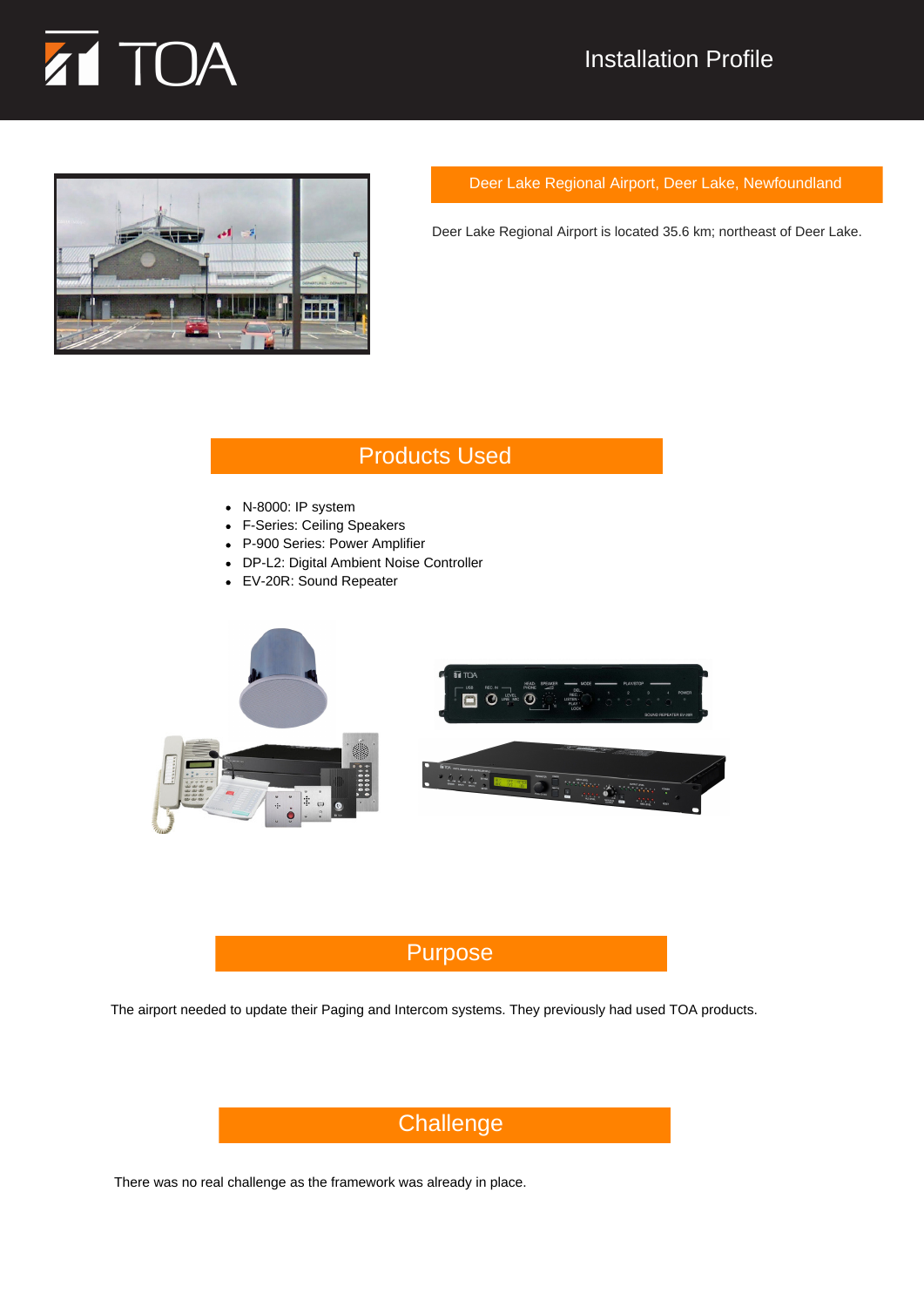TOA

Installation Profile

## Deer Lake Regional Airport, Deer Lake, Newfoundland

Deer Lake Regional Airport is located 35.6 km; northeast of Deer Lake.

## Products Used

- N-8000: IP system
- F-Series: Ceiling Speakers
- P-900 Series: Power Amplifier
- DP-L2: Digital Ambient Noise Controller
- EV-20R: Sound Repeater

## Purpose

The airport needed to update their Paging and Intercom systems. They previously had used TOA products.

## Challenge

There was no real challenge as the framework was already in place.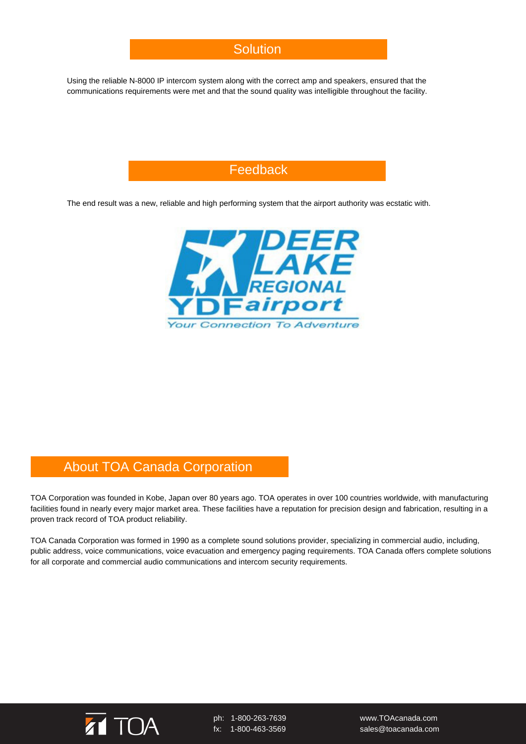## Solution

Using the reliable N-8000 IP intercom system along with the correct amp and speakers, ensured that the communications requirements were met and that the sound quality was intelligible throughout the facility.

## Feedback

The end result was a new, reliable and high performing system that the airport authority was ecstatic with.

## About TOA Canada Corporation

TOA Corporation was founded in Kobe, Japan over 80 years ago. TOA operates in over 100 countries worldwide, with manufacturing facilities found in nearly every major market area. These facilities have a reputation for precision design and fabrication, resulting in a proven track record of TOA product reliability.

TOA Canada Corporation was formed in 1990 as a complete sound solutions provider, specializing in commercial audio, including, public address, voice communications, voice evacuation and emergency paging requirements. TOA Canada offers complete solutions for all corporate and commercial audio communications and intercom security requirements.

TOA

ph: 1-800-263-7639
fx: 1-800-463-3569

www.TOAcanada.com
sales@toacanada.com